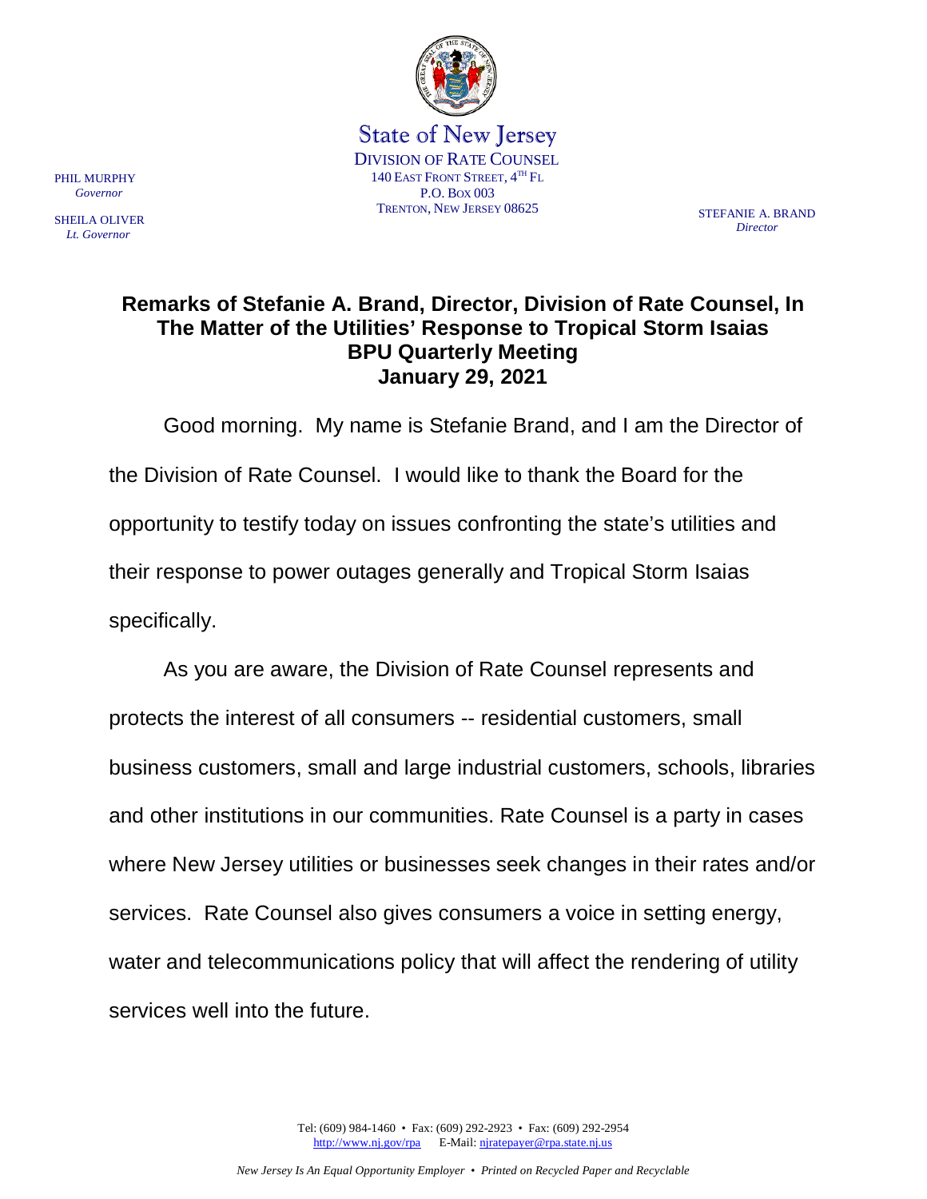State of New Jersey

DIVISION OF RATE COUNSEL
140 EAST FRONT STREET, 4TH FL
P.O. BOX 003
TRENTON, NEW JERSEY 08625

PHIL MURPHY
*Governor*

SHEILA OLIVER
*Lt. Governor*

STEFANIE A. BRAND
*Director*

# Remarks of Stefanie A. Brand, Director, Division of Rate Counsel, In The Matter of the Utilities' Response to Tropical Storm Isaias
## BPU Quarterly Meeting
## January 29, 2021

Good morning. My name is Stefanie Brand, and I am the Director of the Division of Rate Counsel. I would like to thank the Board for the opportunity to testify today on issues confronting the state's utilities and their response to power outages generally and Tropical Storm Isaias specifically.

As you are aware, the Division of Rate Counsel represents and protects the interest of all consumers -- residential customers, small business customers, small and large industrial customers, schools, libraries and other institutions in our communities. Rate Counsel is a party in cases where New Jersey utilities or businesses seek changes in their rates and/or services. Rate Counsel also gives consumers a voice in setting energy, water and telecommunications policy that will affect the rendering of utility services well into the future.

Tel: (609) 984-1460 • Fax: (609) 292-2923 • Fax: (609) 292-2954
http://www.nj.gov/rpa E-Mail: njratepayer@rpa.state.nj.us

*New Jersey Is An Equal Opportunity Employer • Printed on Recycled Paper and Recyclable*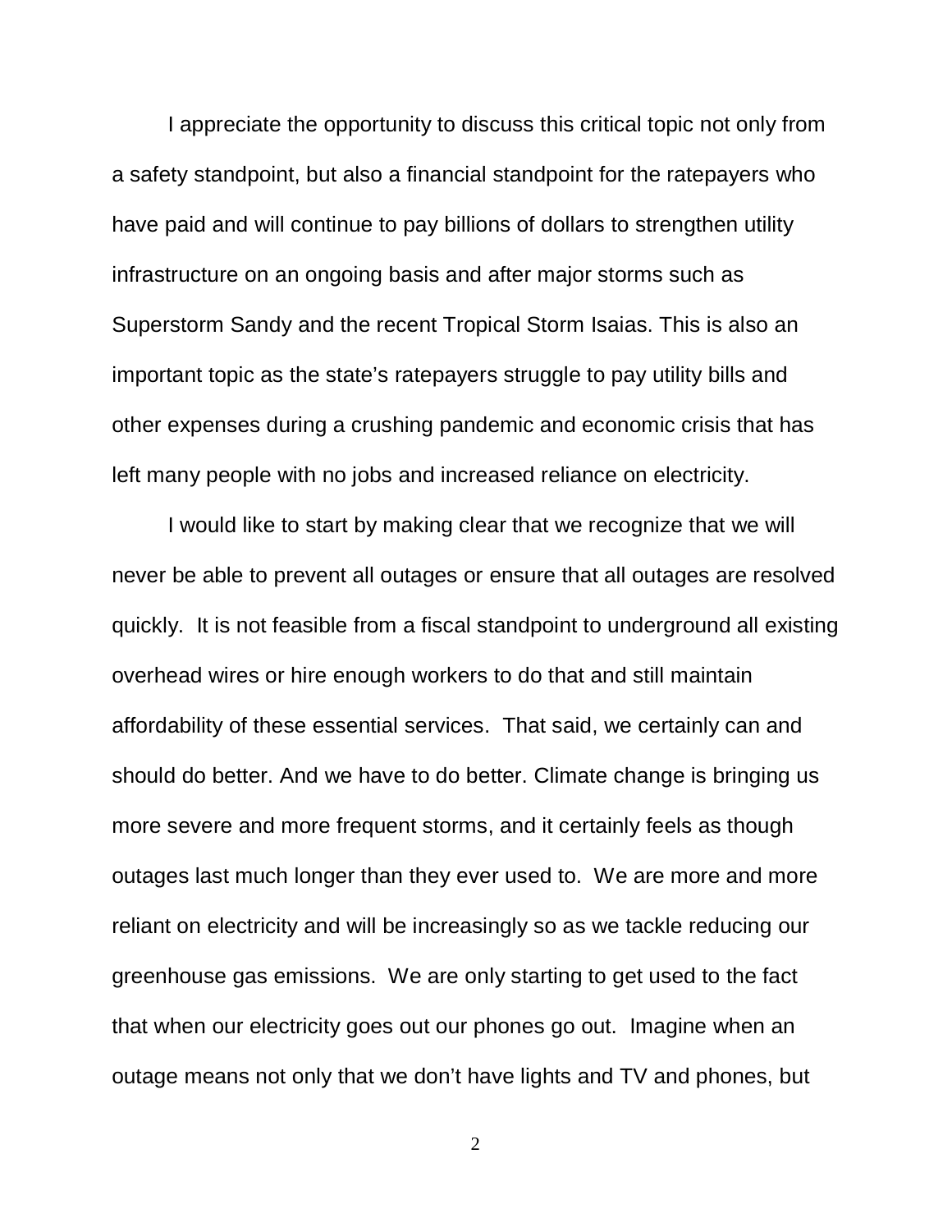I appreciate the opportunity to discuss this critical topic not only from a safety standpoint, but also a financial standpoint for the ratepayers who have paid and will continue to pay billions of dollars to strengthen utility infrastructure on an ongoing basis and after major storms such as Superstorm Sandy and the recent Tropical Storm Isaias. This is also an important topic as the state's ratepayers struggle to pay utility bills and other expenses during a crushing pandemic and economic crisis that has left many people with no jobs and increased reliance on electricity.

I would like to start by making clear that we recognize that we will never be able to prevent all outages or ensure that all outages are resolved quickly. It is not feasible from a fiscal standpoint to underground all existing overhead wires or hire enough workers to do that and still maintain affordability of these essential services. That said, we certainly can and should do better. And we have to do better. Climate change is bringing us more severe and more frequent storms, and it certainly feels as though outages last much longer than they ever used to. We are more and more reliant on electricity and will be increasingly so as we tackle reducing our greenhouse gas emissions. We are only starting to get used to the fact that when our electricity goes out our phones go out. Imagine when an outage means not only that we don't have lights and TV and phones, but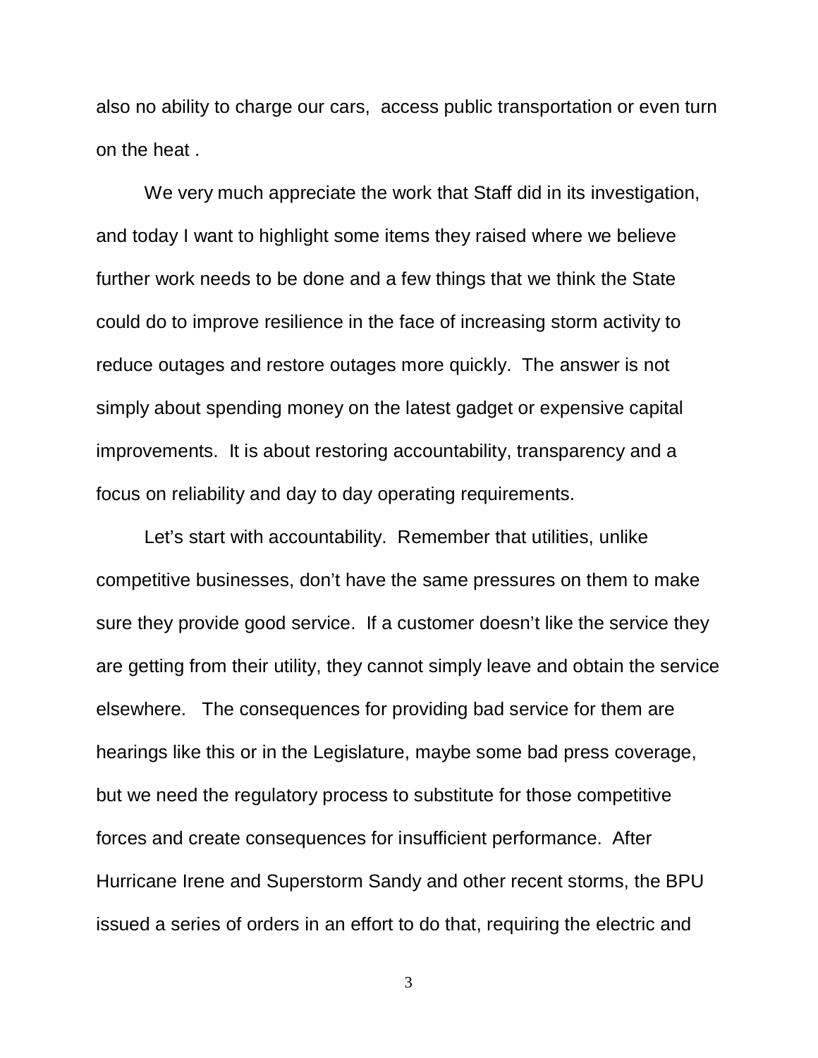also no ability to charge our cars, access public transportation or even turn on the heat .

We very much appreciate the work that Staff did in its investigation, and today I want to highlight some items they raised where we believe further work needs to be done and a few things that we think the State could do to improve resilience in the face of increasing storm activity to reduce outages and restore outages more quickly. The answer is not simply about spending money on the latest gadget or expensive capital improvements. It is about restoring accountability, transparency and a focus on reliability and day to day operating requirements.

Let's start with accountability. Remember that utilities, unlike competitive businesses, don't have the same pressures on them to make sure they provide good service. If a customer doesn't like the service they are getting from their utility, they cannot simply leave and obtain the service elsewhere. The consequences for providing bad service for them are hearings like this or in the Legislature, maybe some bad press coverage, but we need the regulatory process to substitute for those competitive forces and create consequences for insufficient performance. After Hurricane Irene and Superstorm Sandy and other recent storms, the BPU issued a series of orders in an effort to do that, requiring the electric and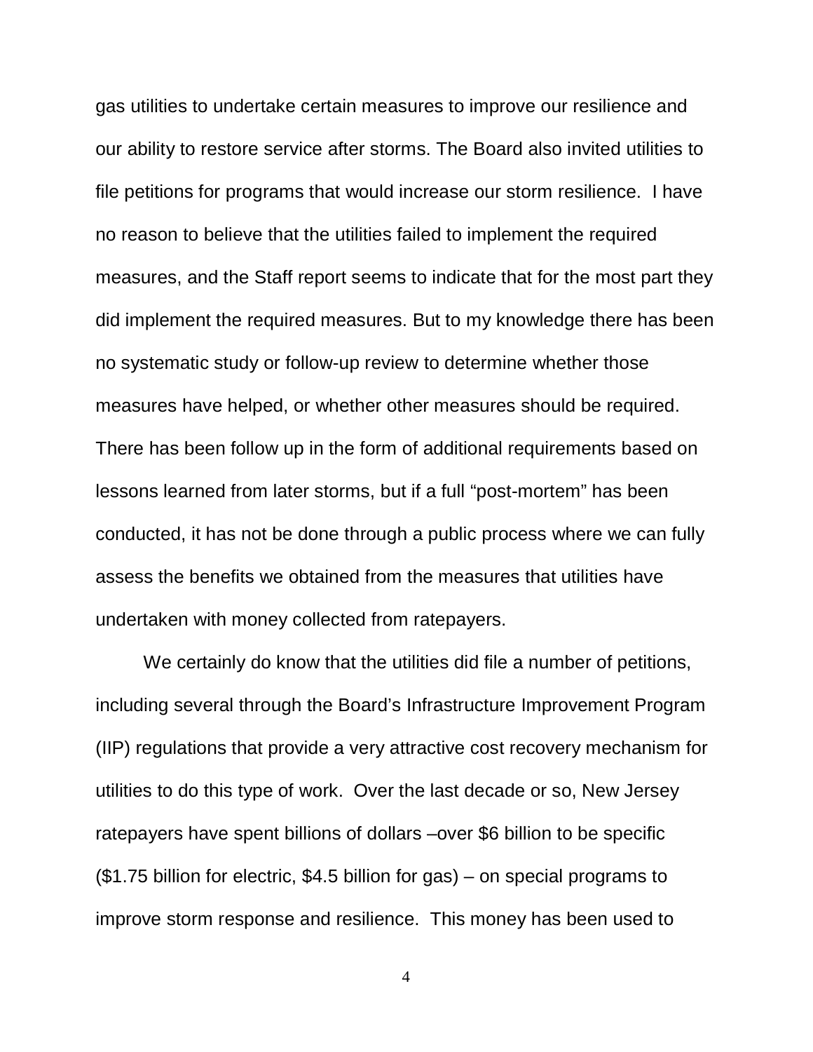gas utilities to undertake certain measures to improve our resilience and our ability to restore service after storms. The Board also invited utilities to file petitions for programs that would increase our storm resilience. I have no reason to believe that the utilities failed to implement the required measures, and the Staff report seems to indicate that for the most part they did implement the required measures. But to my knowledge there has been no systematic study or follow-up review to determine whether those measures have helped, or whether other measures should be required. There has been follow up in the form of additional requirements based on lessons learned from later storms, but if a full "post-mortem" has been conducted, it has not be done through a public process where we can fully assess the benefits we obtained from the measures that utilities have undertaken with money collected from ratepayers.

We certainly do know that the utilities did file a number of petitions, including several through the Board's Infrastructure Improvement Program (IIP) regulations that provide a very attractive cost recovery mechanism for utilities to do this type of work. Over the last decade or so, New Jersey ratepayers have spent billions of dollars –over $6 billion to be specific ($1.75 billion for electric, $4.5 billion for gas) – on special programs to improve storm response and resilience. This money has been used to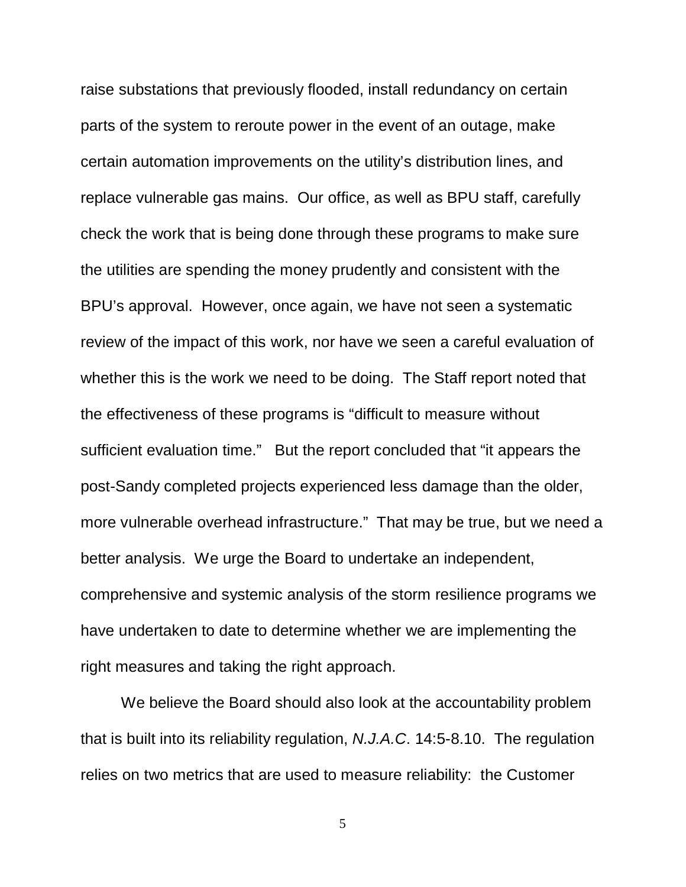raise substations that previously flooded, install redundancy on certain parts of the system to reroute power in the event of an outage, make certain automation improvements on the utility's distribution lines, and replace vulnerable gas mains. Our office, as well as BPU staff, carefully check the work that is being done through these programs to make sure the utilities are spending the money prudently and consistent with the BPU's approval. However, once again, we have not seen a systematic review of the impact of this work, nor have we seen a careful evaluation of whether this is the work we need to be doing. The Staff report noted that the effectiveness of these programs is "difficult to measure without sufficient evaluation time." But the report concluded that "it appears the post-Sandy completed projects experienced less damage than the older, more vulnerable overhead infrastructure." That may be true, but we need a better analysis. We urge the Board to undertake an independent, comprehensive and systemic analysis of the storm resilience programs we have undertaken to date to determine whether we are implementing the right measures and taking the right approach.

We believe the Board should also look at the accountability problem that is built into its reliability regulation, *N.J.A.C*. 14:5-8.10. The regulation relies on two metrics that are used to measure reliability: the Customer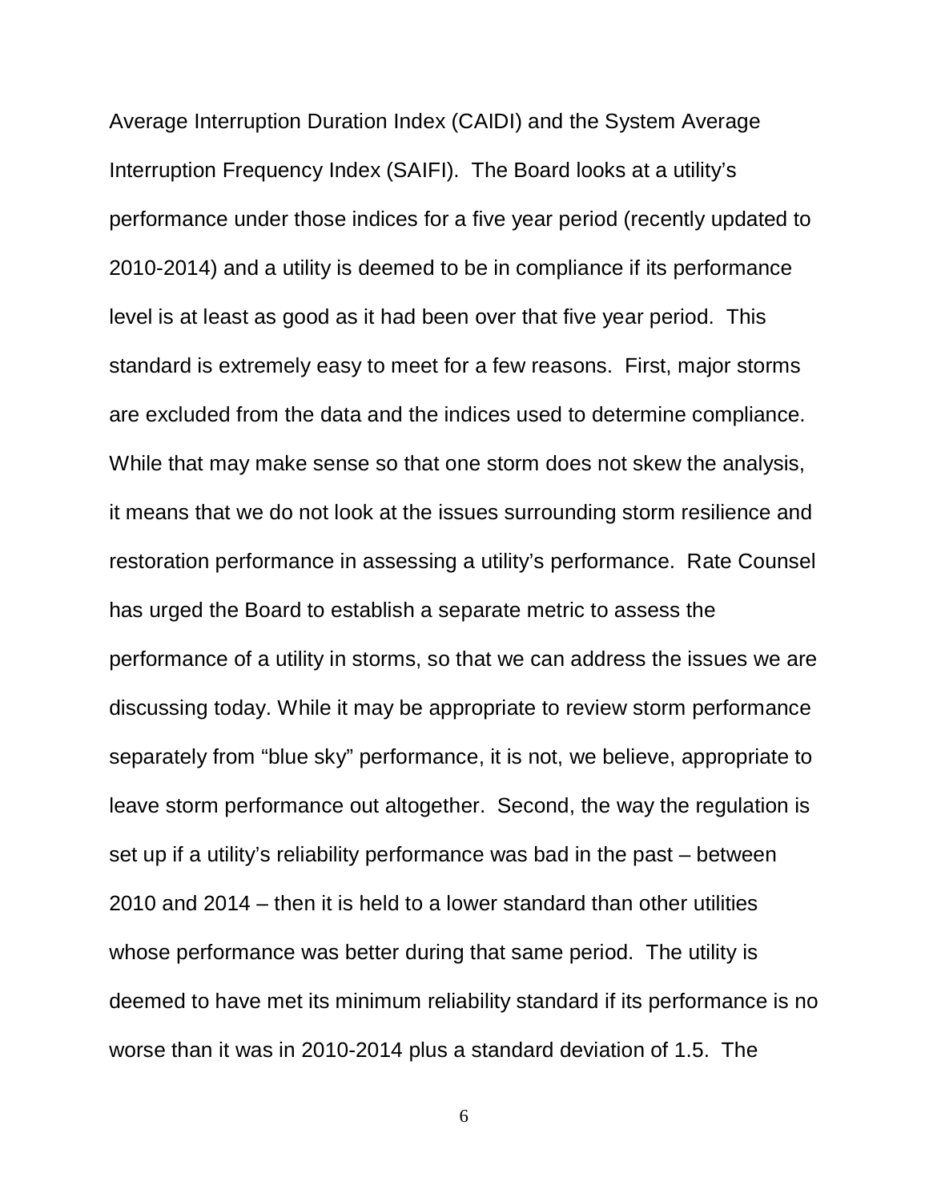Average Interruption Duration Index (CAIDI) and the System Average Interruption Frequency Index (SAIFI). The Board looks at a utility's performance under those indices for a five year period (recently updated to 2010-2014) and a utility is deemed to be in compliance if its performance level is at least as good as it had been over that five year period. This standard is extremely easy to meet for a few reasons. First, major storms are excluded from the data and the indices used to determine compliance. While that may make sense so that one storm does not skew the analysis, it means that we do not look at the issues surrounding storm resilience and restoration performance in assessing a utility's performance. Rate Counsel has urged the Board to establish a separate metric to assess the performance of a utility in storms, so that we can address the issues we are discussing today. While it may be appropriate to review storm performance separately from "blue sky" performance, it is not, we believe, appropriate to leave storm performance out altogether. Second, the way the regulation is set up if a utility's reliability performance was bad in the past – between 2010 and 2014 – then it is held to a lower standard than other utilities whose performance was better during that same period. The utility is deemed to have met its minimum reliability standard if its performance is no worse than it was in 2010-2014 plus a standard deviation of 1.5. The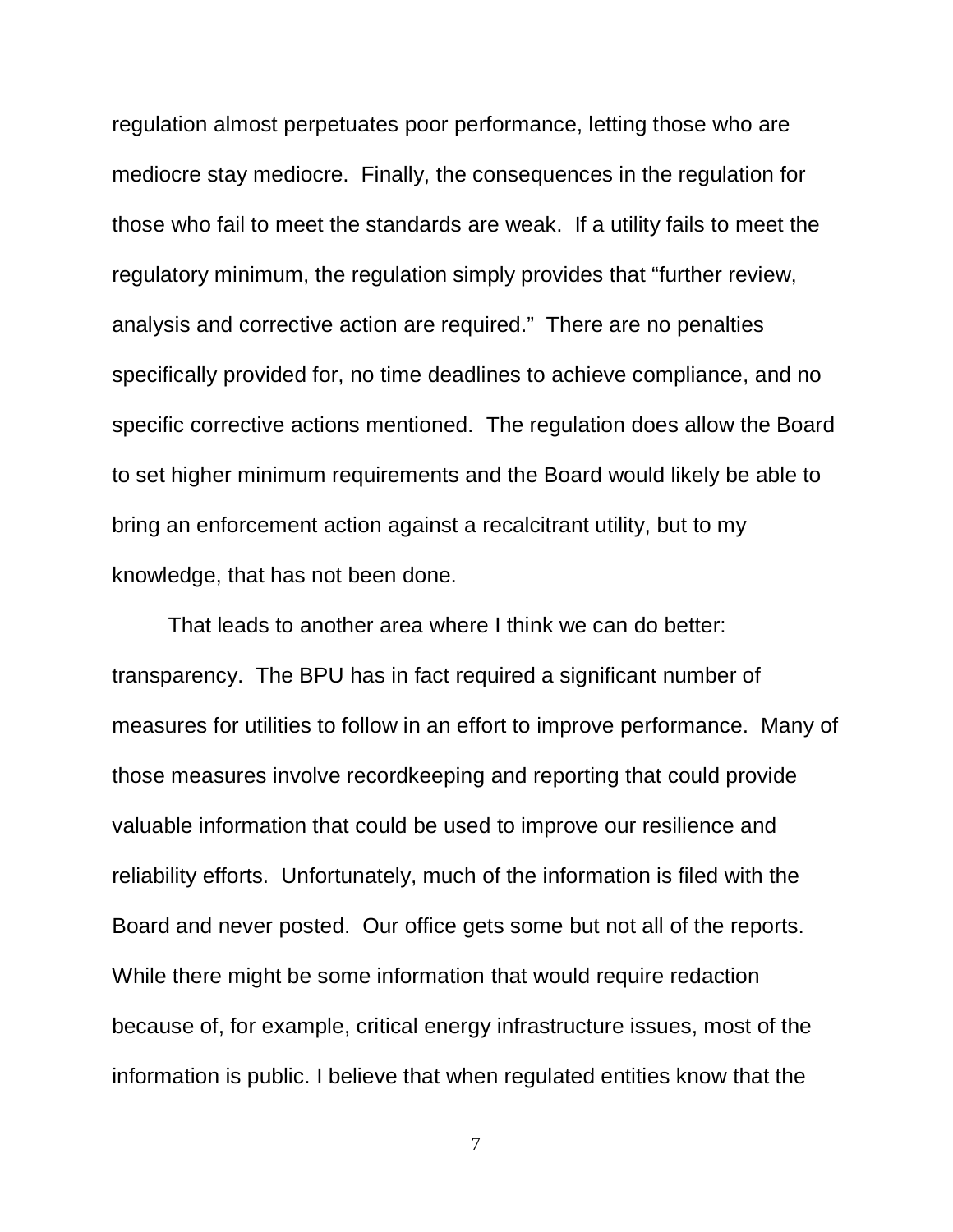regulation almost perpetuates poor performance, letting those who are mediocre stay mediocre. Finally, the consequences in the regulation for those who fail to meet the standards are weak. If a utility fails to meet the regulatory minimum, the regulation simply provides that "further review, analysis and corrective action are required." There are no penalties specifically provided for, no time deadlines to achieve compliance, and no specific corrective actions mentioned. The regulation does allow the Board to set higher minimum requirements and the Board would likely be able to bring an enforcement action against a recalcitrant utility, but to my knowledge, that has not been done.

That leads to another area where I think we can do better: transparency. The BPU has in fact required a significant number of measures for utilities to follow in an effort to improve performance. Many of those measures involve recordkeeping and reporting that could provide valuable information that could be used to improve our resilience and reliability efforts. Unfortunately, much of the information is filed with the Board and never posted. Our office gets some but not all of the reports. While there might be some information that would require redaction because of, for example, critical energy infrastructure issues, most of the information is public. I believe that when regulated entities know that the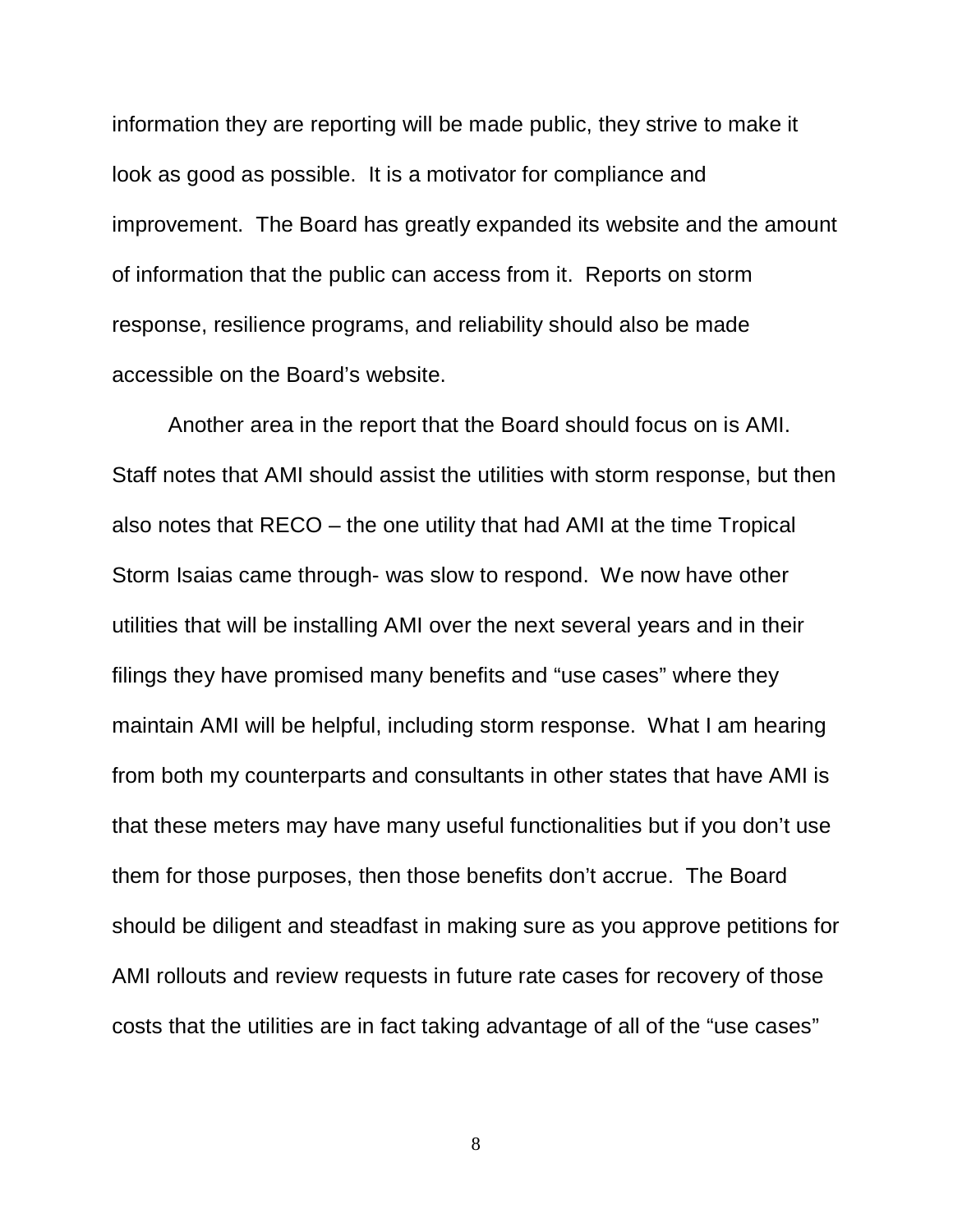information they are reporting will be made public, they strive to make it look as good as possible. It is a motivator for compliance and improvement. The Board has greatly expanded its website and the amount of information that the public can access from it. Reports on storm response, resilience programs, and reliability should also be made accessible on the Board's website.

Another area in the report that the Board should focus on is AMI. Staff notes that AMI should assist the utilities with storm response, but then also notes that RECO – the one utility that had AMI at the time Tropical Storm Isaias came through- was slow to respond. We now have other utilities that will be installing AMI over the next several years and in their filings they have promised many benefits and "use cases" where they maintain AMI will be helpful, including storm response. What I am hearing from both my counterparts and consultants in other states that have AMI is that these meters may have many useful functionalities but if you don't use them for those purposes, then those benefits don't accrue. The Board should be diligent and steadfast in making sure as you approve petitions for AMI rollouts and review requests in future rate cases for recovery of those costs that the utilities are in fact taking advantage of all of the "use cases"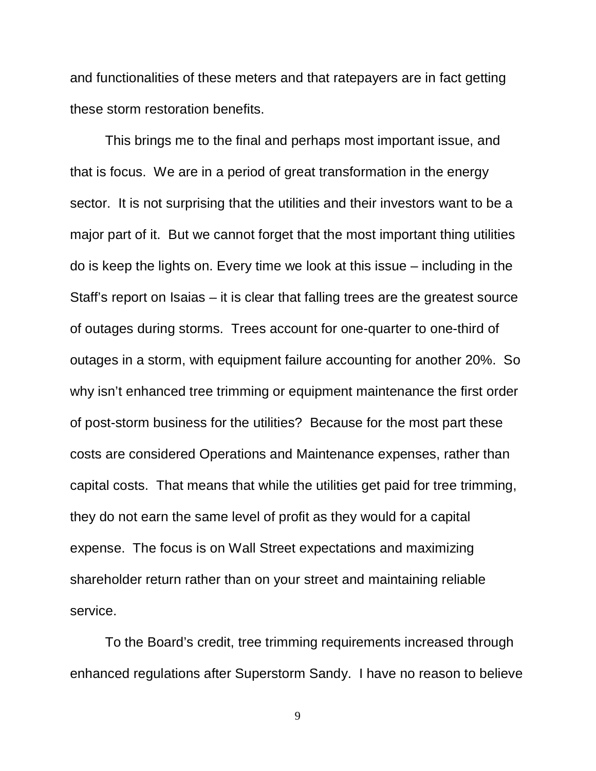and functionalities of these meters and that ratepayers are in fact getting these storm restoration benefits.

This brings me to the final and perhaps most important issue, and that is focus. We are in a period of great transformation in the energy sector. It is not surprising that the utilities and their investors want to be a major part of it. But we cannot forget that the most important thing utilities do is keep the lights on. Every time we look at this issue – including in the Staff's report on Isaias – it is clear that falling trees are the greatest source of outages during storms. Trees account for one-quarter to one-third of outages in a storm, with equipment failure accounting for another 20%. So why isn't enhanced tree trimming or equipment maintenance the first order of post-storm business for the utilities? Because for the most part these costs are considered Operations and Maintenance expenses, rather than capital costs. That means that while the utilities get paid for tree trimming, they do not earn the same level of profit as they would for a capital expense. The focus is on Wall Street expectations and maximizing shareholder return rather than on your street and maintaining reliable service.

To the Board's credit, tree trimming requirements increased through enhanced regulations after Superstorm Sandy. I have no reason to believe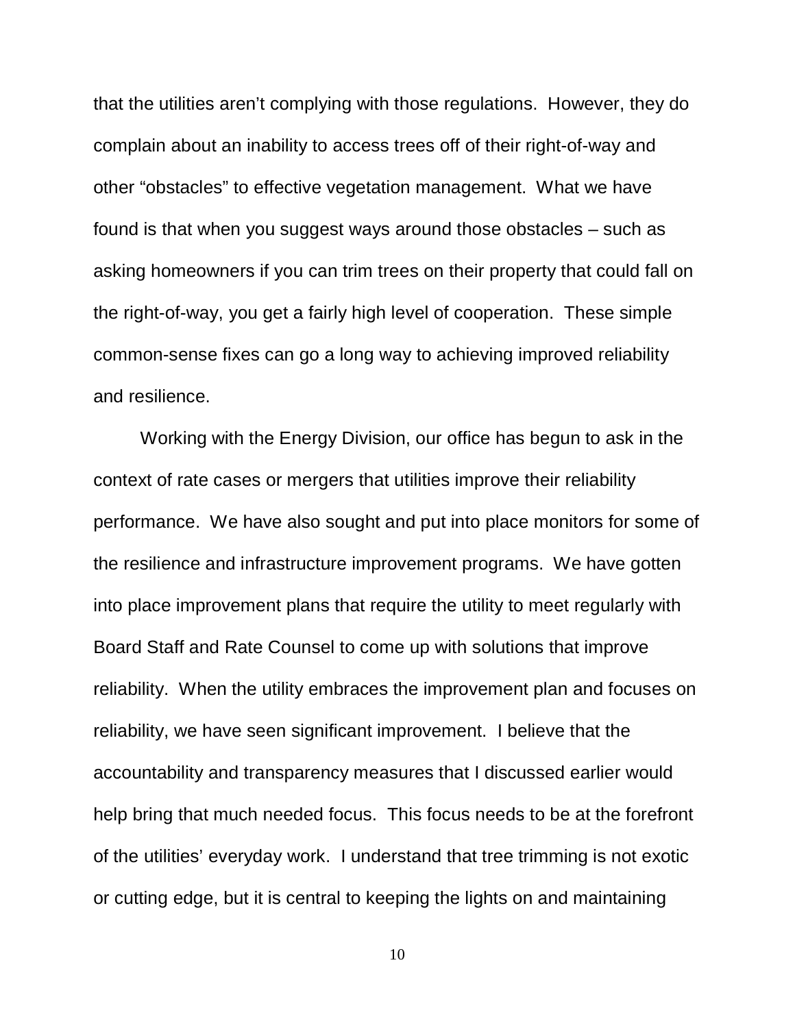that the utilities aren't complying with those regulations. However, they do complain about an inability to access trees off of their right-of-way and other "obstacles" to effective vegetation management. What we have found is that when you suggest ways around those obstacles – such as asking homeowners if you can trim trees on their property that could fall on the right-of-way, you get a fairly high level of cooperation. These simple common-sense fixes can go a long way to achieving improved reliability and resilience.

Working with the Energy Division, our office has begun to ask in the context of rate cases or mergers that utilities improve their reliability performance. We have also sought and put into place monitors for some of the resilience and infrastructure improvement programs. We have gotten into place improvement plans that require the utility to meet regularly with Board Staff and Rate Counsel to come up with solutions that improve reliability. When the utility embraces the improvement plan and focuses on reliability, we have seen significant improvement. I believe that the accountability and transparency measures that I discussed earlier would help bring that much needed focus. This focus needs to be at the forefront of the utilities' everyday work. I understand that tree trimming is not exotic or cutting edge, but it is central to keeping the lights on and maintaining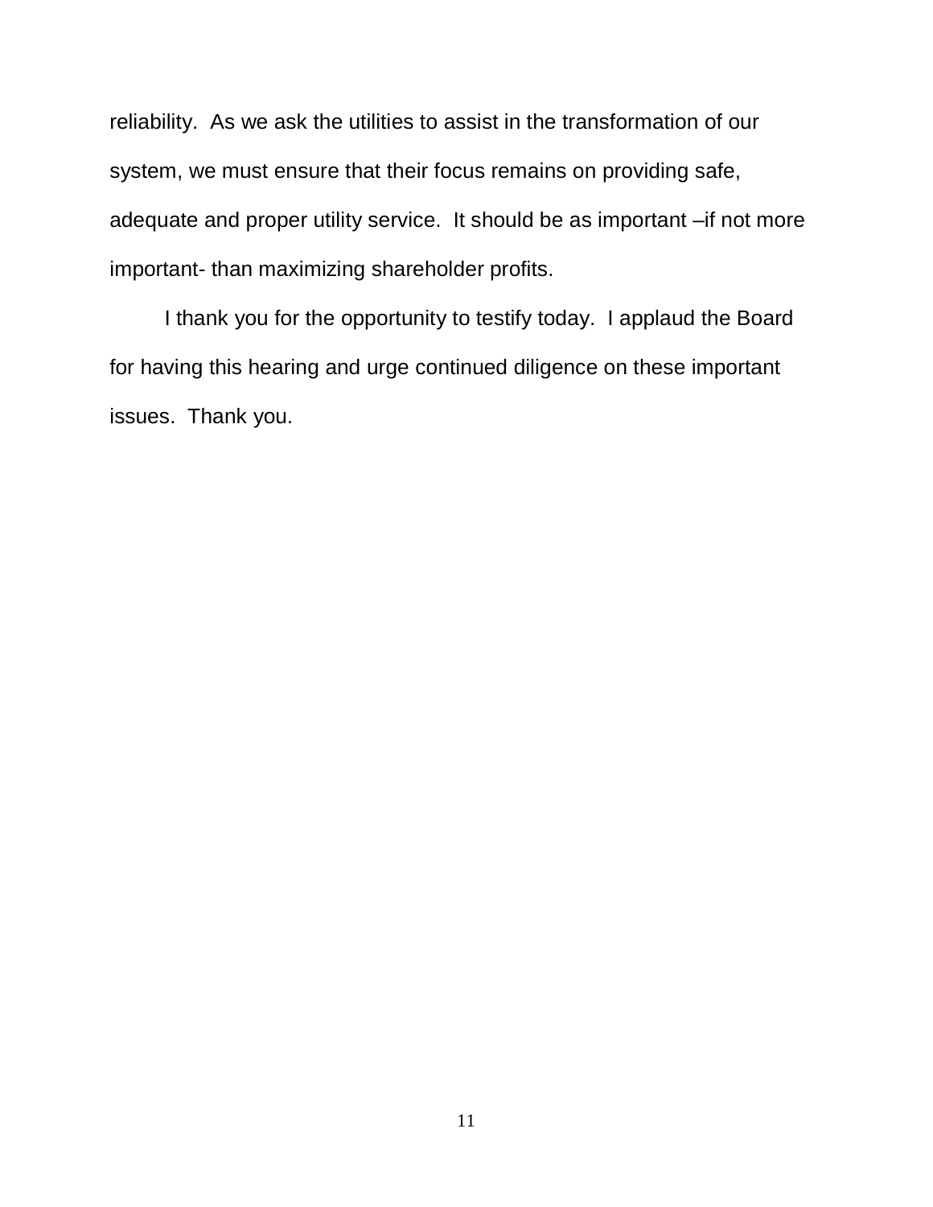reliability. As we ask the utilities to assist in the transformation of our system, we must ensure that their focus remains on providing safe, adequate and proper utility service. It should be as important –if not more important- than maximizing shareholder profits.

I thank you for the opportunity to testify today. I applaud the Board for having this hearing and urge continued diligence on these important issues. Thank you.